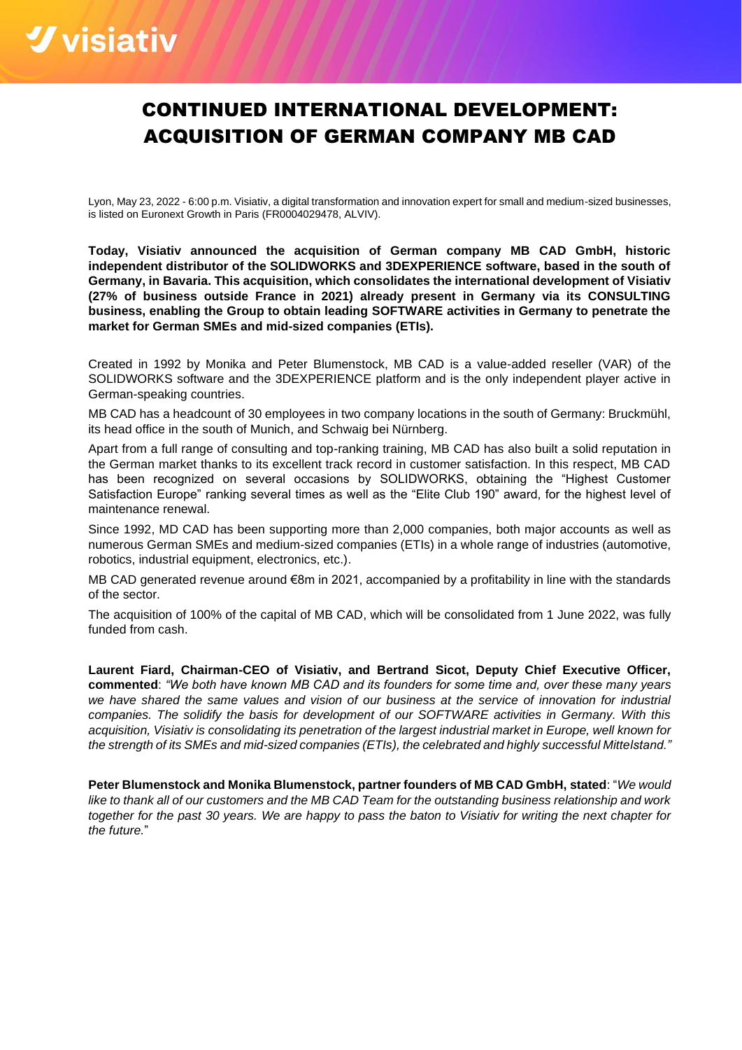# CONTINUED INTERNATIONAL DEVELOPMENT: ACQUISITION OF GERMAN COMPANY MB CAD

Lyon, May 23, 2022 - 6:00 p.m. Visiativ, a digital transformation and innovation expert for small and medium-sized businesses, is listed on Euronext Growth in Paris (FR0004029478, ALVIV).

**Today, Visiativ announced the acquisition of German company MB CAD GmbH, historic independent distributor of the SOLIDWORKS and 3DEXPERIENCE software, based in the south of Germany, in Bavaria. This acquisition, which consolidates the international development of Visiativ (27% of business outside France in 2021) already present in Germany via its CONSULTING business, enabling the Group to obtain leading SOFTWARE activities in Germany to penetrate the market for German SMEs and mid-sized companies (ETIs).**

Created in 1992 by Monika and Peter Blumenstock, MB CAD is a value-added reseller (VAR) of the SOLIDWORKS software and the 3DEXPERIENCE platform and is the only independent player active in German-speaking countries.

MB CAD has a headcount of 30 employees in two company locations in the south of Germany: Bruckmühl, its head office in the south of Munich, and Schwaig bei Nürnberg.

Apart from a full range of consulting and top-ranking training, MB CAD has also built a solid reputation in the German market thanks to its excellent track record in customer satisfaction. In this respect, MB CAD has been recognized on several occasions by SOLIDWORKS, obtaining the "Highest Customer Satisfaction Europe" ranking several times as well as the "Elite Club 190" award, for the highest level of maintenance renewal.

Since 1992, MD CAD has been supporting more than 2,000 companies, both major accounts as well as numerous German SMEs and medium-sized companies (ETIs) in a whole range of industries (automotive, robotics, industrial equipment, electronics, etc.).

MB CAD generated revenue around €8m in 2021, accompanied by a profitability in line with the standards of the sector.

The acquisition of 100% of the capital of MB CAD, which will be consolidated from 1 June 2022, was fully funded from cash.

**Laurent Fiard, Chairman-CEO of Visiativ, and Bertrand Sicot, Deputy Chief Executive Officer, commented**: *"We both have known MB CAD and its founders for some time and, over these many years we have shared the same values and vision of our business at the service of innovation for industrial companies. The solidify the basis for development of our SOFTWARE activities in Germany. With this acquisition, Visiativ is consolidating its penetration of the largest industrial market in Europe, well known for the strength of its SMEs and mid-sized companies (ETIs), the celebrated and highly successful Mittelstand."*

**Peter Blumenstock and Monika Blumenstock, partner founders of MB CAD GmbH, stated**: "*We would like to thank all of our customers and the MB CAD Team for the outstanding business relationship and work together for the past 30 years. We are happy to pass the baton to Visiativ for writing the next chapter for the future.*"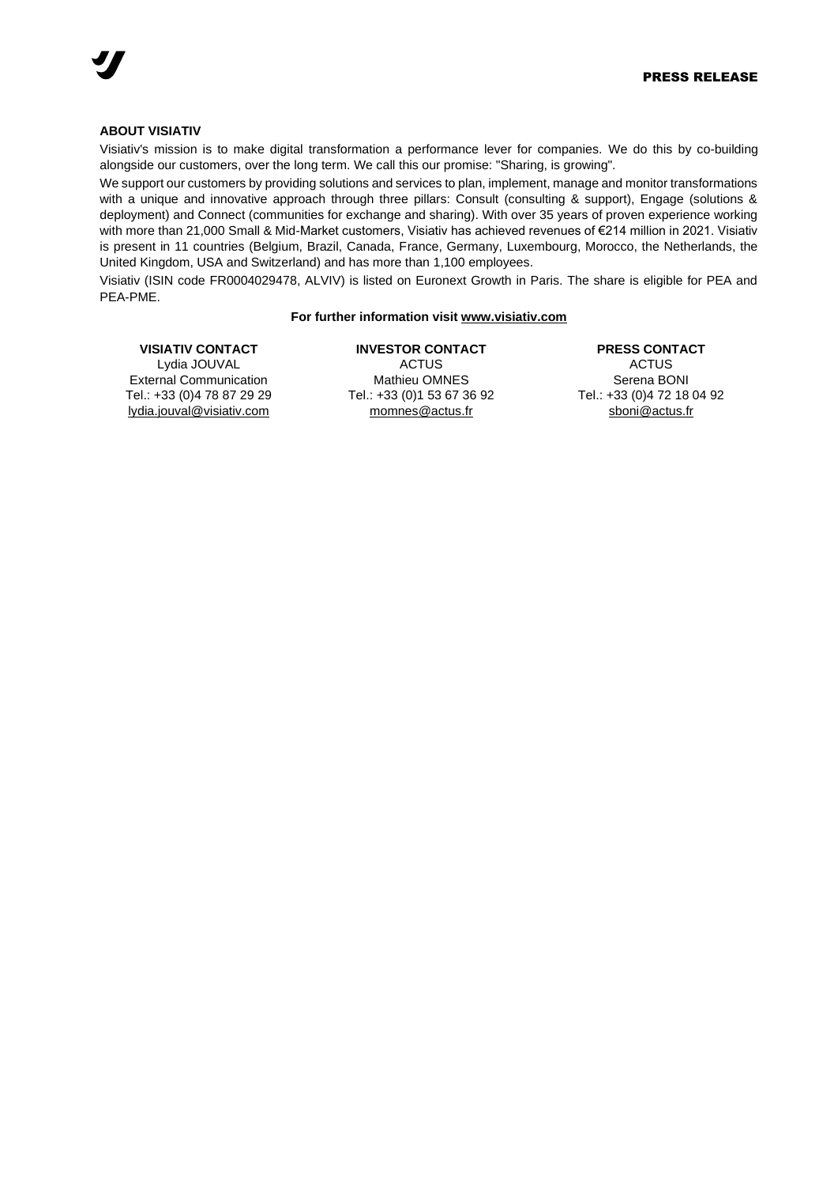## ABOUT VISIATIV

Visiativ's mission is to make digital transformation a performance lever for companies. We do this by co-building alongside our customers, over the long term. We call this our promise: "Sharing, is growing".

We support our customers by providing solutions and services to plan, implement, manage and monitor transformations with a unique and innovative approach through three pillars: Consult (consulting & support), Engage (solutions & deployment) and Connect (communities for exchange and sharing). With over 35 years of proven experience working with more than 21,000 Small & Mid-Market customers, Visiativ has achieved revenues of €214 million in 2021. Visiativ is present in 11 countries (Belgium, Brazil, Canada, France, Germany, Luxembourg, Morocco, the Netherlands, the United Kingdom, USA and Switzerland) and has more than 1,100 employees.

Visiativ (ISIN code FR0004029478, ALVIV) is listed on Euronext Growth in Paris. The share is eligible for PEA and PEA-PME.

**For further information visit www.visiativ.com**

**VISIATIV CONTACT**
Lydia JOUVAL
External Communication
Tel.: +33 (0)4 78 87 29 29
lydia.jouval@visiativ.com

**INVESTOR CONTACT**
ACTUS
Mathieu OMNES
Tel.: +33 (0)1 53 67 36 92
momnes@actus.fr

**PRESS CONTACT**
ACTUS
Serena BONI
Tel.: +33 (0)4 72 18 04 92
sboni@actus.fr